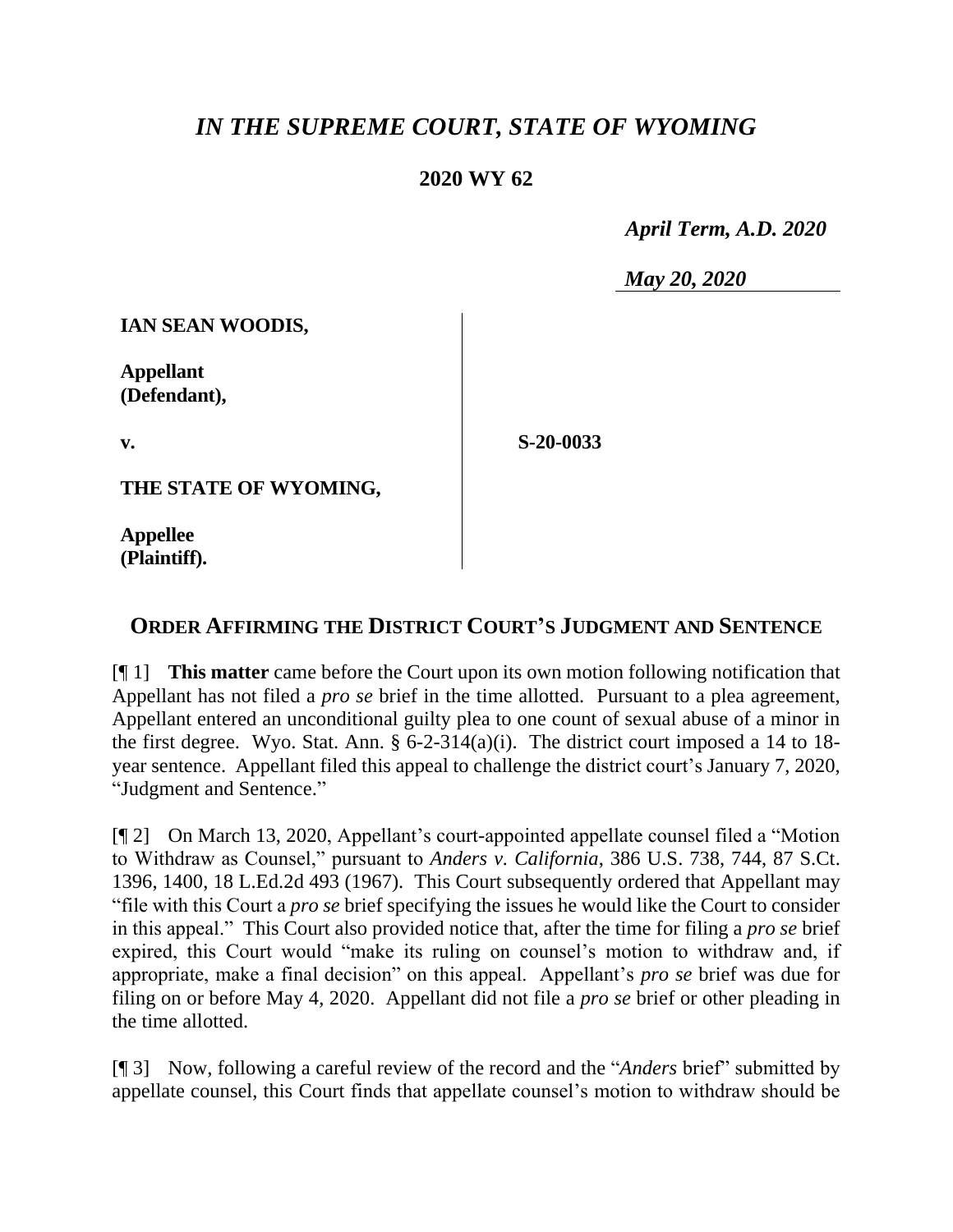# *IN THE SUPREME COURT, STATE OF WYOMING*

## 2020 WY 62

*April Term, A.D. 2020*

*May 20, 2020*

| | |
|---|---|
| **IAN SEAN WOODIS,**<br><br>**Appellant (Defendant),**<br><br>**v.**<br><br>**THE STATE OF WYOMING,**<br><br>**Appellee (Plaintiff).** | **S-20-0033** |

## ORDER AFFIRMING THE DISTRICT COURT'S JUDGMENT AND SENTENCE

[¶ 1] **This matter** came before the Court upon its own motion following notification that Appellant has not filed a *pro se* brief in the time allotted. Pursuant to a plea agreement, Appellant entered an unconditional guilty plea to one count of sexual abuse of a minor in the first degree. Wyo. Stat. Ann. § 6-2-314(a)(i). The district court imposed a 14 to 18-year sentence. Appellant filed this appeal to challenge the district court's January 7, 2020, "Judgment and Sentence."

[¶ 2] On March 13, 2020, Appellant's court-appointed appellate counsel filed a "Motion to Withdraw as Counsel," pursuant to *Anders v. California*, 386 U.S. 738, 744, 87 S.Ct. 1396, 1400, 18 L.Ed.2d 493 (1967). This Court subsequently ordered that Appellant may "file with this Court a *pro se* brief specifying the issues he would like the Court to consider in this appeal." This Court also provided notice that, after the time for filing a *pro se* brief expired, this Court would "make its ruling on counsel's motion to withdraw and, if appropriate, make a final decision" on this appeal. Appellant's *pro se* brief was due for filing on or before May 4, 2020. Appellant did not file a *pro se* brief or other pleading in the time allotted.

[¶ 3] Now, following a careful review of the record and the "*Anders* brief" submitted by appellate counsel, this Court finds that appellate counsel's motion to withdraw should be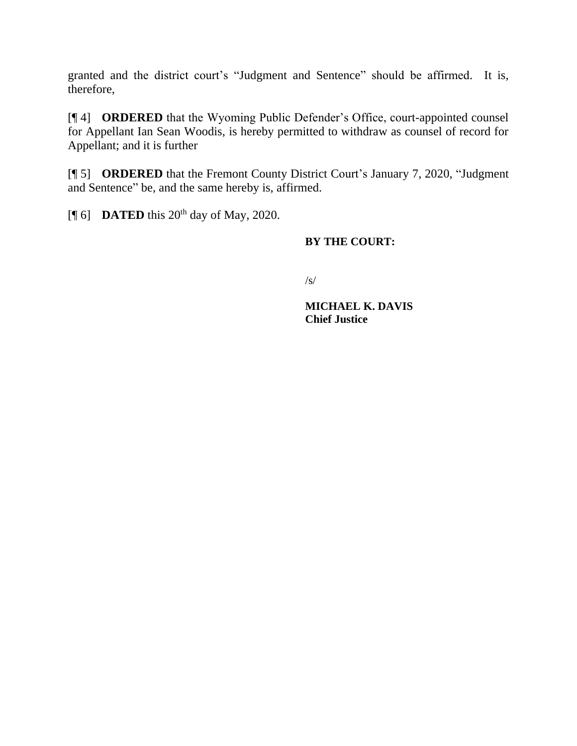granted and the district court's "Judgment and Sentence" should be affirmed. It is, therefore,

[¶ 4] **ORDERED** that the Wyoming Public Defender's Office, court-appointed counsel for Appellant Ian Sean Woodis, is hereby permitted to withdraw as counsel of record for Appellant; and it is further

[¶ 5] **ORDERED** that the Fremont County District Court's January 7, 2020, "Judgment and Sentence" be, and the same hereby is, affirmed.

[¶ 6] **DATED** this 20th day of May, 2020.

**BY THE COURT:**

/s/

**MICHAEL K. DAVIS**
**Chief Justice**